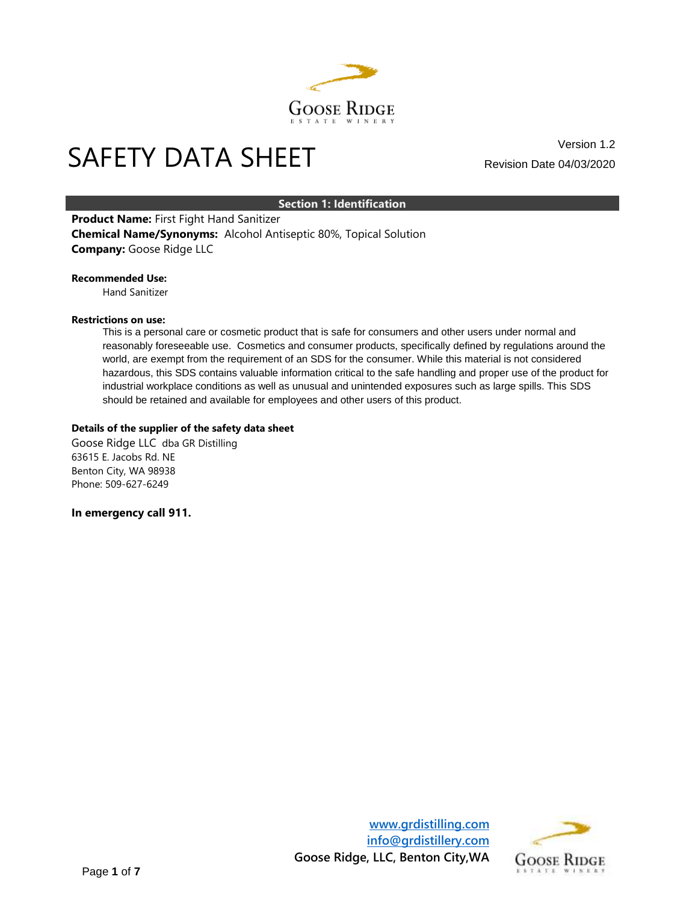# SAFETY DATA SHEET

Version 1.2

Revision Date 04/03/2020

## Section 1: Identification

**Product Name:** First Fight Hand Sanitizer
**Chemical Name/Synonyms:** Alcohol Antiseptic 80%, Topical Solution
**Company:** Goose Ridge LLC

**Recommended Use:**

Hand Sanitizer

**Restrictions on use:**

This is a personal care or cosmetic product that is safe for consumers and other users under normal and reasonably foreseeable use. Cosmetics and consumer products, specifically defined by regulations around the world, are exempt from the requirement of an SDS for the consumer. While this material is not considered hazardous, this SDS contains valuable information critical to the safe handling and proper use of the product for industrial workplace conditions as well as unusual and unintended exposures such as large spills. This SDS should be retained and available for employees and other users of this product.

**Details of the supplier of the safety data sheet**

Goose Ridge LLC dba GR Distilling
63615 E. Jacobs Rd. NE
Benton City, WA 98938
Phone: 509-627-6249

**In emergency call 911.**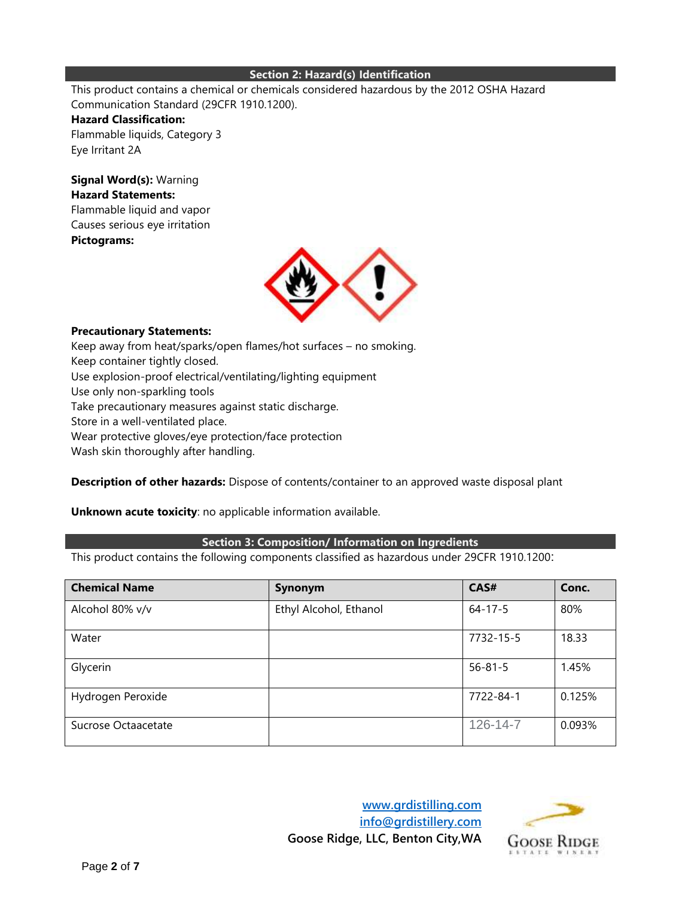## Section 2: Hazard(s) Identification

This product contains a chemical or chemicals considered hazardous by the 2012 OSHA Hazard Communication Standard (29CFR 1910.1200).

**Hazard Classification:**

Flammable liquids, Category 3

Eye Irritant 2A

**Signal Word(s):** Warning

**Hazard Statements:**

Flammable liquid and vapor

Causes serious eye irritation

**Pictograms:**

**Precautionary Statements:**

Keep away from heat/sparks/open flames/hot surfaces – no smoking.

Keep container tightly closed.

Use explosion-proof electrical/ventilating/lighting equipment

Use only non-sparkling tools

Take precautionary measures against static discharge.

Store in a well-ventilated place.

Wear protective gloves/eye protection/face protection

Wash skin thoroughly after handling.

**Description of other hazards:** Dispose of contents/container to an approved waste disposal plant

**Unknown acute toxicity**: no applicable information available.

## Section 3: Composition/ Information on Ingredients

This product contains the following components classified as hazardous under 29CFR 1910.1200:

| Chemical Name | Synonym | CAS# | Conc. |
|---|---|---|---|
| Alcohol 80% v/v | Ethyl Alcohol, Ethanol | 64-17-5 | 80% |
| Water | | 7732-15-5 | 18.33 |
| Glycerin | | 56-81-5 | 1.45% |
| Hydrogen Peroxide | | 7722-84-1 | 0.125% |
| Sucrose Octaacetate | | 126-14-7 | 0.093% |

www.grdistilling.com
info@grdistillery.com
Goose Ridge, LLC, Benton City,WA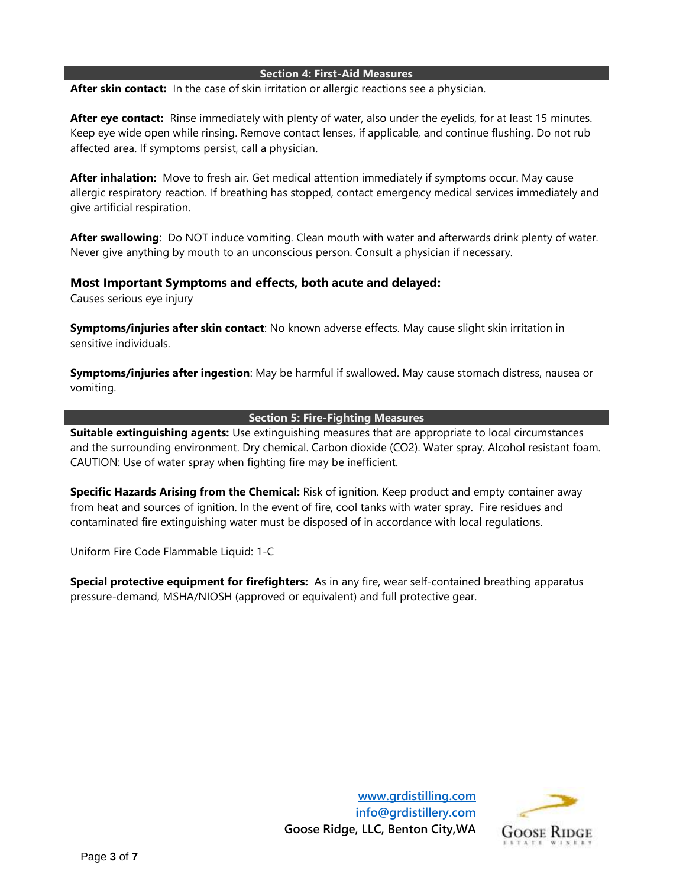## Section 4: First-Aid Measures

**After skin contact:** In the case of skin irritation or allergic reactions see a physician.

**After eye contact:** Rinse immediately with plenty of water, also under the eyelids, for at least 15 minutes. Keep eye wide open while rinsing. Remove contact lenses, if applicable, and continue flushing. Do not rub affected area. If symptoms persist, call a physician.

**After inhalation:** Move to fresh air. Get medical attention immediately if symptoms occur. May cause allergic respiratory reaction. If breathing has stopped, contact emergency medical services immediately and give artificial respiration.

**After swallowing**: Do NOT induce vomiting. Clean mouth with water and afterwards drink plenty of water. Never give anything by mouth to an unconscious person. Consult a physician if necessary.

### Most Important Symptoms and effects, both acute and delayed:

Causes serious eye injury

**Symptoms/injuries after skin contact**: No known adverse effects. May cause slight skin irritation in sensitive individuals.

**Symptoms/injuries after ingestion**: May be harmful if swallowed. May cause stomach distress, nausea or vomiting.

## Section 5: Fire-Fighting Measures

**Suitable extinguishing agents:** Use extinguishing measures that are appropriate to local circumstances and the surrounding environment. Dry chemical. Carbon dioxide ($CO_2$). Water spray. Alcohol resistant foam. CAUTION: Use of water spray when fighting fire may be inefficient.

**Specific Hazards Arising from the Chemical:** Risk of ignition. Keep product and empty container away from heat and sources of ignition. In the event of fire, cool tanks with water spray. Fire residues and contaminated fire extinguishing water must be disposed of in accordance with local regulations.

Uniform Fire Code Flammable Liquid: 1-C

**Special protective equipment for firefighters:** As in any fire, wear self-contained breathing apparatus pressure-demand, MSHA/NIOSH (approved or equivalent) and full protective gear.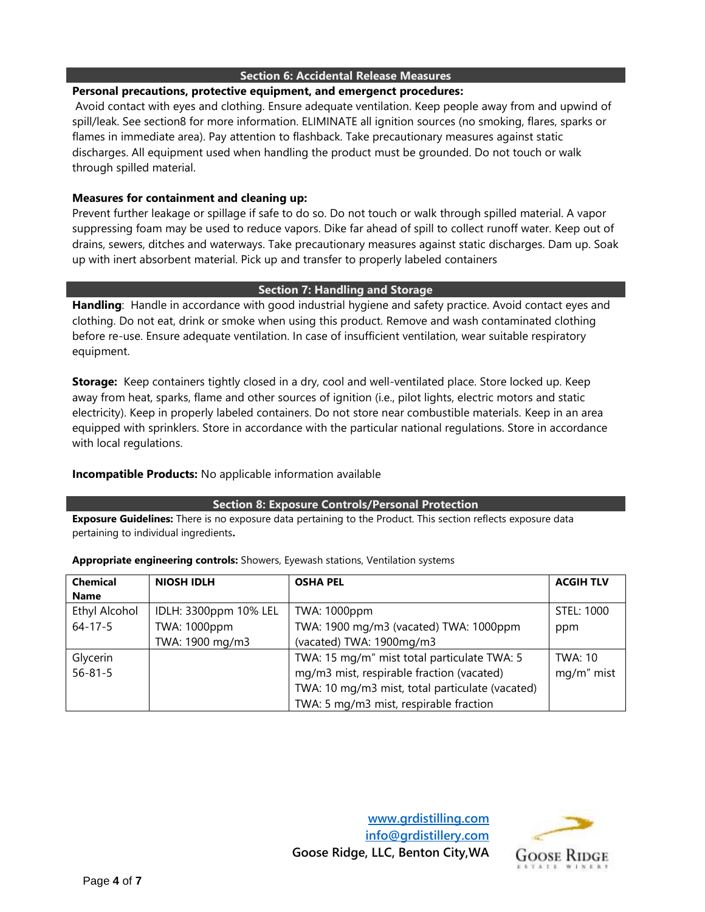## Section 6: Accidental Release Measures

**Personal precautions, protective equipment, and emergenct procedures:**

Avoid contact with eyes and clothing. Ensure adequate ventilation. Keep people away from and upwind of spill/leak. See section8 for more information. ELIMINATE all ignition sources (no smoking, flares, sparks or flames in immediate area). Pay attention to flashback. Take precautionary measures against static discharges. All equipment used when handling the product must be grounded. Do not touch or walk through spilled material.

**Measures for containment and cleaning up:**

Prevent further leakage or spillage if safe to do so. Do not touch or walk through spilled material. A vapor suppressing foam may be used to reduce vapors. Dike far ahead of spill to collect runoff water. Keep out of drains, sewers, ditches and waterways. Take precautionary measures against static discharges. Dam up. Soak up with inert absorbent material. Pick up and transfer to properly labeled containers

## Section 7: Handling and Storage

**Handling**: Handle in accordance with good industrial hygiene and safety practice. Avoid contact eyes and clothing. Do not eat, drink or smoke when using this product. Remove and wash contaminated clothing before re-use. Ensure adequate ventilation. In case of insufficient ventilation, wear suitable respiratory equipment.

**Storage:** Keep containers tightly closed in a dry, cool and well-ventilated place. Store locked up. Keep away from heat, sparks, flame and other sources of ignition (i.e., pilot lights, electric motors and static electricity). Keep in properly labeled containers. Do not store near combustible materials. Keep in an area equipped with sprinklers. Store in accordance with the particular national regulations. Store in accordance with local regulations.

**Incompatible Products:** No applicable information available

## Section 8: Exposure Controls/Personal Protection

**Exposure Guidelines:** There is no exposure data pertaining to the Product. This section reflects exposure data pertaining to individual ingredients**.**

**Appropriate engineering controls:** Showers, Eyewash stations, Ventilation systems

| Chemical Name | NIOSH IDLH | OSHA PEL | ACGIH TLV |
|---|---|---|---|
| Ethyl Alcohol 64-17-5 | IDLH: 3300ppm 10% LEL TWA: 1000ppm TWA: 1900 mg/m3 | TWA: 1000ppm TWA: 1900 mg/m3 (vacated) TWA: 1000ppm (vacated) TWA: 1900mg/m3 | STEL: 1000 ppm |
| Glycerin 56-81-5 | | TWA: 15 mg/m" mist total particulate TWA: 5 mg/m3 mist, respirable fraction (vacated) TWA: 10 mg/m3 mist, total particulate (vacated) TWA: 5 mg/m3 mist, respirable fraction | TWA: 10 mg/m" mist |

www.grdistilling.com
info@grdistillery.com
**Goose Ridge, LLC, Benton City,WA**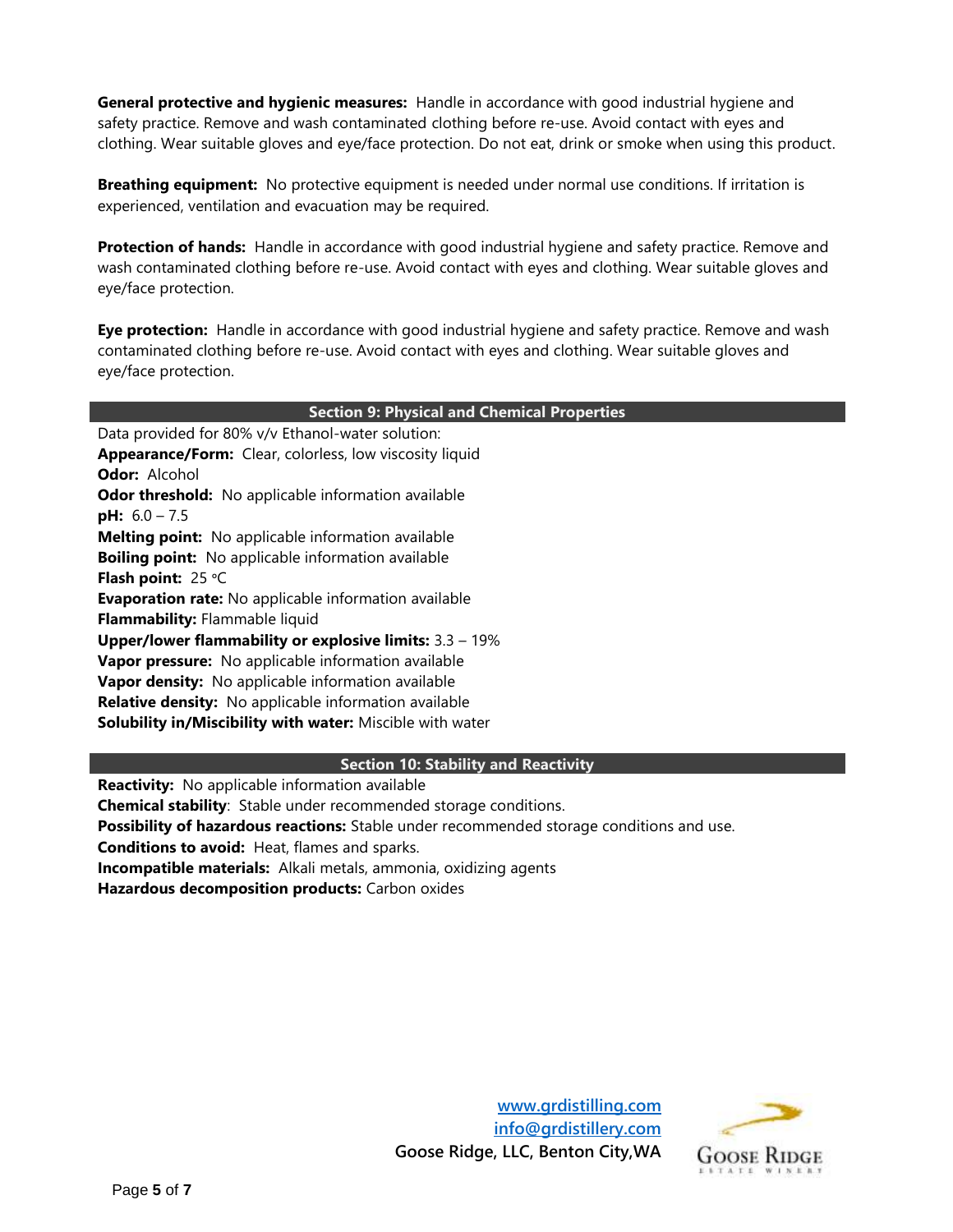**General protective and hygienic measures:** Handle in accordance with good industrial hygiene and safety practice. Remove and wash contaminated clothing before re-use. Avoid contact with eyes and clothing. Wear suitable gloves and eye/face protection. Do not eat, drink or smoke when using this product.

**Breathing equipment:** No protective equipment is needed under normal use conditions. If irritation is experienced, ventilation and evacuation may be required.

**Protection of hands:** Handle in accordance with good industrial hygiene and safety practice. Remove and wash contaminated clothing before re-use. Avoid contact with eyes and clothing. Wear suitable gloves and eye/face protection.

**Eye protection:** Handle in accordance with good industrial hygiene and safety practice. Remove and wash contaminated clothing before re-use. Avoid contact with eyes and clothing. Wear suitable gloves and eye/face protection.

## Section 9: Physical and Chemical Properties

Data provided for 80% v/v Ethanol-water solution:
**Appearance/Form:** Clear, colorless, low viscosity liquid
**Odor:** Alcohol
**Odor threshold:** No applicable information available
**pH:** 6.0 – 7.5
**Melting point:** No applicable information available
**Boiling point:** No applicable information available
**Flash point:** 25 °C
**Evaporation rate:** No applicable information available
**Flammability:** Flammable liquid
**Upper/lower flammability or explosive limits:** 3.3 – 19%
**Vapor pressure:** No applicable information available
**Vapor density:** No applicable information available
**Relative density:** No applicable information available
**Solubility in/Miscibility with water:** Miscible with water

## Section 10: Stability and Reactivity

**Reactivity:** No applicable information available
**Chemical stability**: Stable under recommended storage conditions.
**Possibility of hazardous reactions:** Stable under recommended storage conditions and use.
**Conditions to avoid:** Heat, flames and sparks.
**Incompatible materials:** Alkali metals, ammonia, oxidizing agents
**Hazardous decomposition products:** Carbon oxides

www.grdistilling.com
info@grdistillery.com
**Goose Ridge, LLC, Benton City,WA**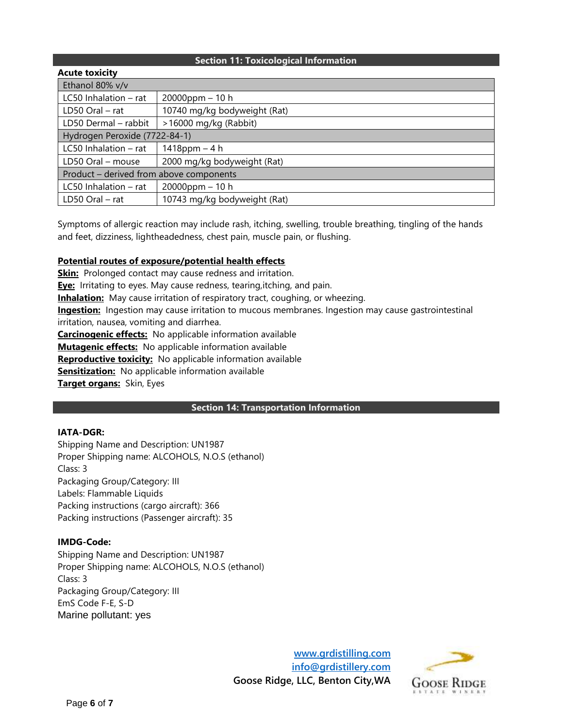## Section 11: Toxicological Information

**Acute toxicity**

| Ethanol 80% v/v | |
|---|---|
| LC50 Inhalation – rat | 20000ppm – 10 h |
| LD50 Oral – rat | 10740 mg/kg bodyweight (Rat) |
| LD50 Dermal – rabbit | >16000 mg/kg (Rabbit) |
| **Hydrogen Peroxide (7722-84-1)** | |
| LC50 Inhalation – rat | 1418ppm – 4 h |
| LD50 Oral – mouse | 2000 mg/kg bodyweight (Rat) |
| **Product – derived from above components** | |
| LC50 Inhalation – rat | 20000ppm – 10 h |
| LD50 Oral – rat | 10743 mg/kg bodyweight (Rat) |

Symptoms of allergic reaction may include rash, itching, swelling, trouble breathing, tingling of the hands and feet, dizziness, lightheadedness, chest pain, muscle pain, or flushing.

**Potential routes of exposure/potential health effects**

**Skin:** Prolonged contact may cause redness and irritation.
**Eye:** Irritating to eyes. May cause redness, tearing,itching, and pain.
**Inhalation:** May cause irritation of respiratory tract, coughing, or wheezing.
**Ingestion:** Ingestion may cause irritation to mucous membranes. Ingestion may cause gastrointestinal irritation, nausea, vomiting and diarrhea.
**Carcinogenic effects:** No applicable information available
**Mutagenic effects:** No applicable information available
**Reproductive toxicity:** No applicable information available
**Sensitization:** No applicable information available
**Target organs:** Skin, Eyes

## Section 14: Transportation Information

**IATA-DGR:**
Shipping Name and Description: UN1987
Proper Shipping name: ALCOHOLS, N.O.S (ethanol)
Class: 3
Packaging Group/Category: III
Labels: Flammable Liquids
Packing instructions (cargo aircraft): 366
Packing instructions (Passenger aircraft): 35

**IMDG-Code:**
Shipping Name and Description: UN1987
Proper Shipping name: ALCOHOLS, N.O.S (ethanol)
Class: 3
Packaging Group/Category: III
EmS Code F-E, S-D
Marine pollutant: yes

www.grdistilling.com
info@grdistillery.com
**Goose Ridge, LLC, Benton City,WA**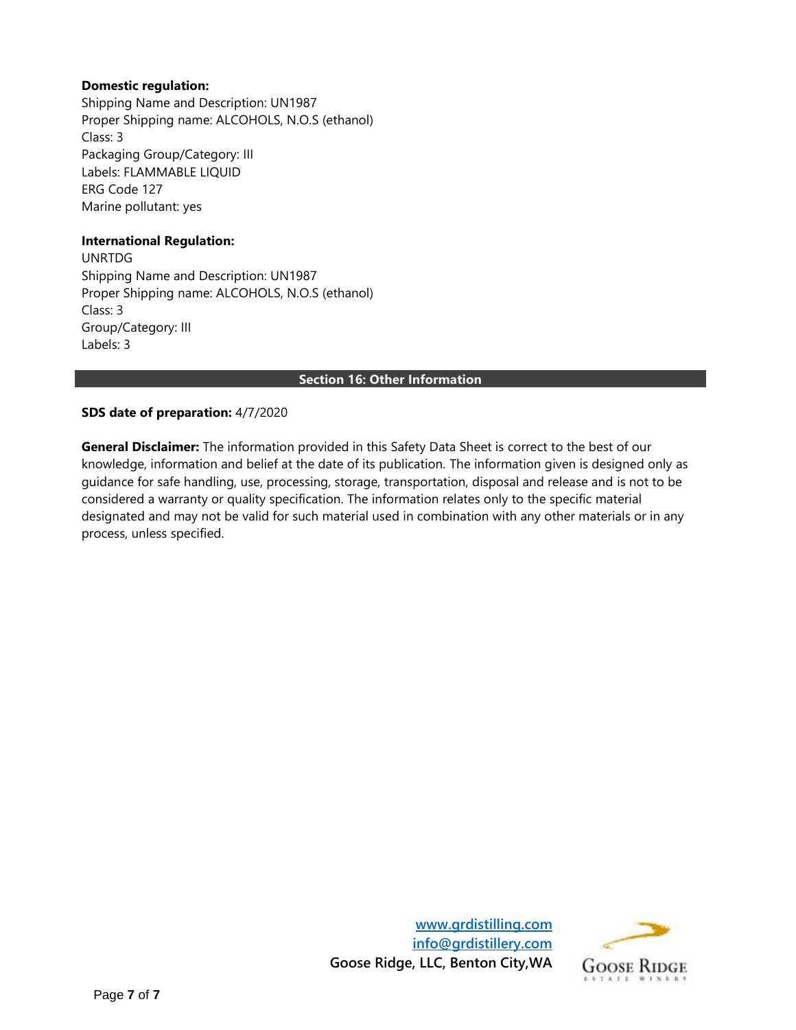**Domestic regulation:**
Shipping Name and Description: UN1987
Proper Shipping name: ALCOHOLS, N.O.S (ethanol)
Class: 3
Packaging Group/Category: III
Labels: FLAMMABLE LIQUID
ERG Code 127
Marine pollutant: yes

**International Regulation:**
UNRTDG
Shipping Name and Description: UN1987
Proper Shipping name: ALCOHOLS, N.O.S (ethanol)
Class: 3
Group/Category: III
Labels: 3

## Section 16: Other Information

**SDS date of preparation:** 4/7/2020

**General Disclaimer:** The information provided in this Safety Data Sheet is correct to the best of our knowledge, information and belief at the date of its publication. The information given is designed only as guidance for safe handling, use, processing, storage, transportation, disposal and release and is not to be considered a warranty or quality specification. The information relates only to the specific material designated and may not be valid for such material used in combination with any other materials or in any process, unless specified.